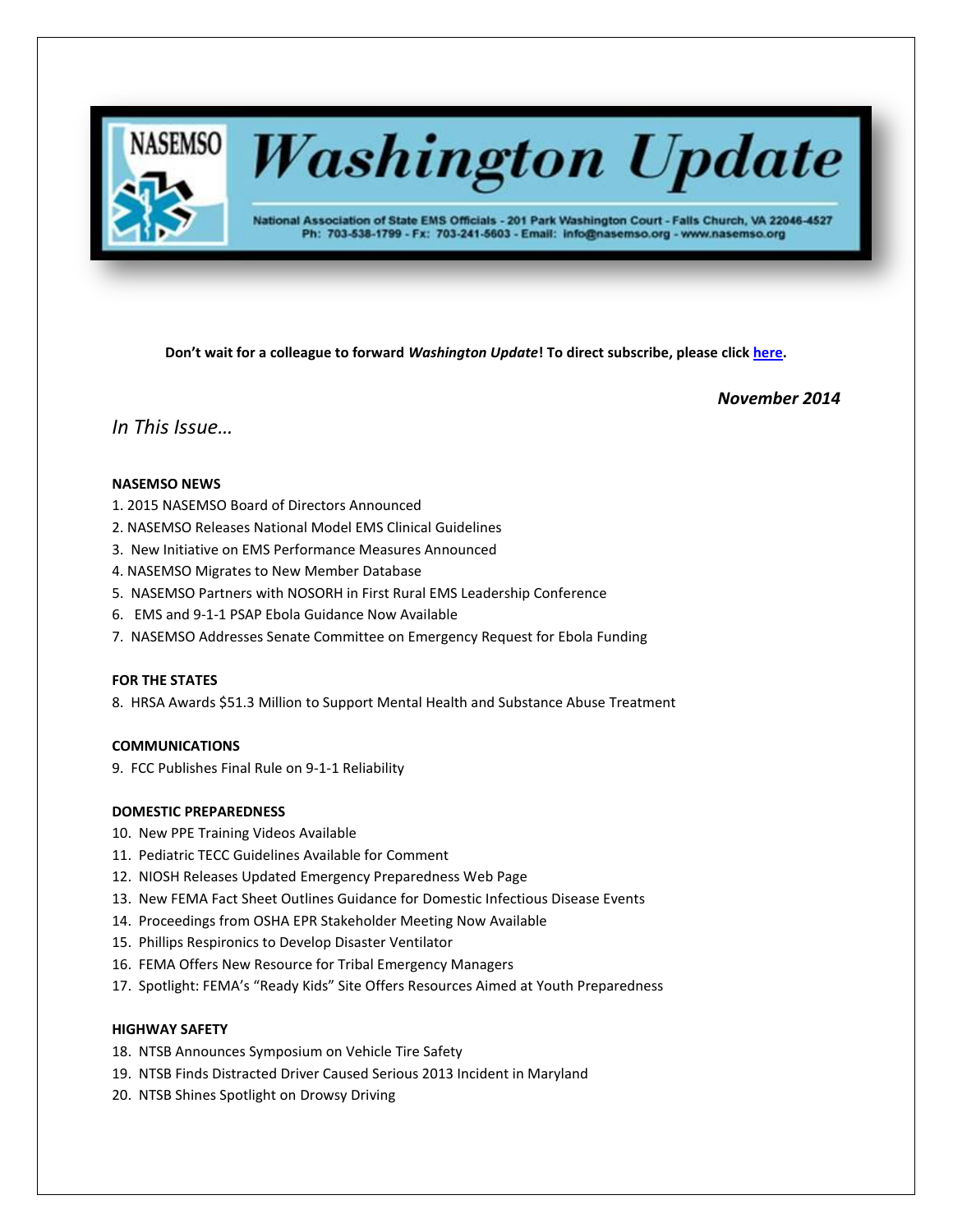# Washington Update

NASEMSO

National Association of State EMS Officials - 201 Park Washington Court - Falls Church, VA 22046-4527
Ph: 703-538-1799 - Fx: 703-241-5603 - Email: info@nasemso.org - www.nasemso.org

**Don't wait for a colleague to forward *Washington Update*! To direct subscribe, please click here.**

***November 2014***

*In This Issue…*

**NASEMSO NEWS**

1. 2015 NASEMSO Board of Directors Announced
2. NASEMSO Releases National Model EMS Clinical Guidelines
3. New Initiative on EMS Performance Measures Announced
4. NASEMSO Migrates to New Member Database
5. NASEMSO Partners with NOSORH in First Rural EMS Leadership Conference
6. EMS and 9-1-1 PSAP Ebola Guidance Now Available
7. NASEMSO Addresses Senate Committee on Emergency Request for Ebola Funding

**FOR THE STATES**

8. HRSA Awards $51.3 Million to Support Mental Health and Substance Abuse Treatment

**COMMUNICATIONS**

9. FCC Publishes Final Rule on 9-1-1 Reliability

**DOMESTIC PREPAREDNESS**

10. New PPE Training Videos Available
11. Pediatric TECC Guidelines Available for Comment
12. NIOSH Releases Updated Emergency Preparedness Web Page
13. New FEMA Fact Sheet Outlines Guidance for Domestic Infectious Disease Events
14. Proceedings from OSHA EPR Stakeholder Meeting Now Available
15. Phillips Respironics to Develop Disaster Ventilator
16. FEMA Offers New Resource for Tribal Emergency Managers
17. Spotlight: FEMA's "Ready Kids" Site Offers Resources Aimed at Youth Preparedness

**HIGHWAY SAFETY**

18. NTSB Announces Symposium on Vehicle Tire Safety
19. NTSB Finds Distracted Driver Caused Serious 2013 Incident in Maryland
20. NTSB Shines Spotlight on Drowsy Driving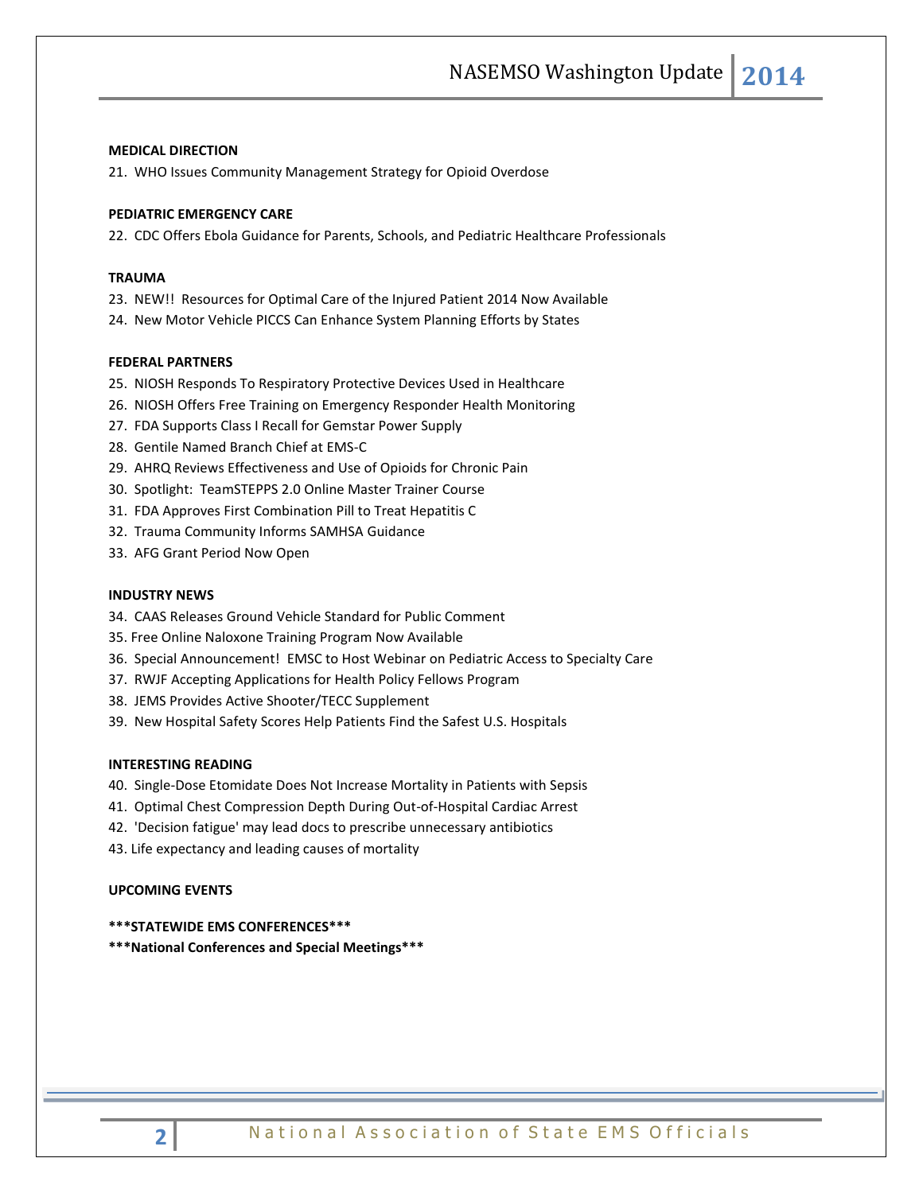**MEDICAL DIRECTION**

21. WHO Issues Community Management Strategy for Opioid Overdose

**PEDIATRIC EMERGENCY CARE**

22. CDC Offers Ebola Guidance for Parents, Schools, and Pediatric Healthcare Professionals

**TRAUMA**

23. NEW!! Resources for Optimal Care of the Injured Patient 2014 Now Available
24. New Motor Vehicle PICCS Can Enhance System Planning Efforts by States

**FEDERAL PARTNERS**

25. NIOSH Responds To Respiratory Protective Devices Used in Healthcare
26. NIOSH Offers Free Training on Emergency Responder Health Monitoring
27. FDA Supports Class I Recall for Gemstar Power Supply
28. Gentile Named Branch Chief at EMS-C
29. AHRQ Reviews Effectiveness and Use of Opioids for Chronic Pain
30. Spotlight: TeamSTEPPS 2.0 Online Master Trainer Course
31. FDA Approves First Combination Pill to Treat Hepatitis C
32. Trauma Community Informs SAMHSA Guidance
33. AFG Grant Period Now Open

**INDUSTRY NEWS**

34. CAAS Releases Ground Vehicle Standard for Public Comment
35. Free Online Naloxone Training Program Now Available
36. Special Announcement! EMSC to Host Webinar on Pediatric Access to Specialty Care
37. RWJF Accepting Applications for Health Policy Fellows Program
38. JEMS Provides Active Shooter/TECC Supplement
39. New Hospital Safety Scores Help Patients Find the Safest U.S. Hospitals

**INTERESTING READING**

40. Single-Dose Etomidate Does Not Increase Mortality in Patients with Sepsis
41. Optimal Chest Compression Depth During Out-of-Hospital Cardiac Arrest
42. 'Decision fatigue' may lead docs to prescribe unnecessary antibiotics
43. Life expectancy and leading causes of mortality

**UPCOMING EVENTS**

**\*\*\*STATEWIDE EMS CONFERENCES\*\*\***

**\*\*\*National Conferences and Special Meetings\*\*\***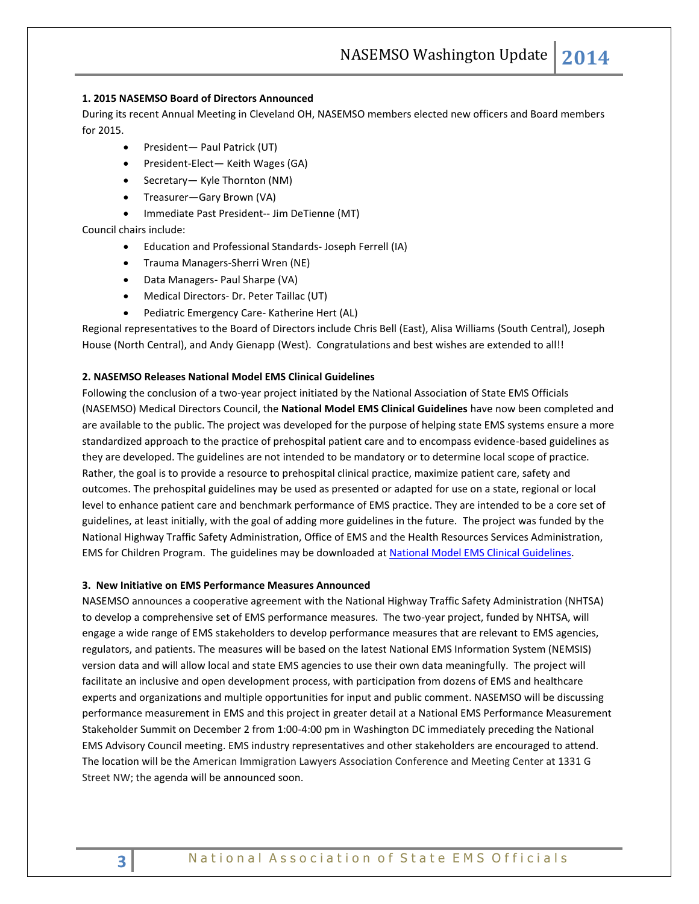**1. 2015 NASEMSO Board of Directors Announced**

During its recent Annual Meeting in Cleveland OH, NASEMSO members elected new officers and Board members for 2015.

- President— Paul Patrick (UT)
- President-Elect— Keith Wages (GA)
- Secretary— Kyle Thornton (NM)
- Treasurer—Gary Brown (VA)
- Immediate Past President-- Jim DeTienne (MT)

Council chairs include:

- Education and Professional Standards- Joseph Ferrell (IA)
- Trauma Managers-Sherri Wren (NE)
- Data Managers- Paul Sharpe (VA)
- Medical Directors- Dr. Peter Taillac (UT)
- Pediatric Emergency Care- Katherine Hert (AL)

Regional representatives to the Board of Directors include Chris Bell (East), Alisa Williams (South Central), Joseph House (North Central), and Andy Gienapp (West). Congratulations and best wishes are extended to all!!

**2. NASEMSO Releases National Model EMS Clinical Guidelines**

Following the conclusion of a two-year project initiated by the National Association of State EMS Officials (NASEMSO) Medical Directors Council, the **National Model EMS Clinical Guidelines** have now been completed and are available to the public. The project was developed for the purpose of helping state EMS systems ensure a more standardized approach to the practice of prehospital patient care and to encompass evidence-based guidelines as they are developed. The guidelines are not intended to be mandatory or to determine local scope of practice. Rather, the goal is to provide a resource to prehospital clinical practice, maximize patient care, safety and outcomes. The prehospital guidelines may be used as presented or adapted for use on a state, regional or local level to enhance patient care and benchmark performance of EMS practice. They are intended to be a core set of guidelines, at least initially, with the goal of adding more guidelines in the future. The project was funded by the National Highway Traffic Safety Administration, Office of EMS and the Health Resources Services Administration, EMS for Children Program. The guidelines may be downloaded at National Model EMS Clinical Guidelines.

**3. New Initiative on EMS Performance Measures Announced**

NASEMSO announces a cooperative agreement with the National Highway Traffic Safety Administration (NHTSA) to develop a comprehensive set of EMS performance measures. The two-year project, funded by NHTSA, will engage a wide range of EMS stakeholders to develop performance measures that are relevant to EMS agencies, regulators, and patients. The measures will be based on the latest National EMS Information System (NEMSIS) version data and will allow local and state EMS agencies to use their own data meaningfully. The project will facilitate an inclusive and open development process, with participation from dozens of EMS and healthcare experts and organizations and multiple opportunities for input and public comment. NASEMSO will be discussing performance measurement in EMS and this project in greater detail at a National EMS Performance Measurement Stakeholder Summit on December 2 from 1:00-4:00 pm in Washington DC immediately preceding the National EMS Advisory Council meeting. EMS industry representatives and other stakeholders are encouraged to attend. The location will be the American Immigration Lawyers Association Conference and Meeting Center at 1331 G Street NW; the agenda will be announced soon.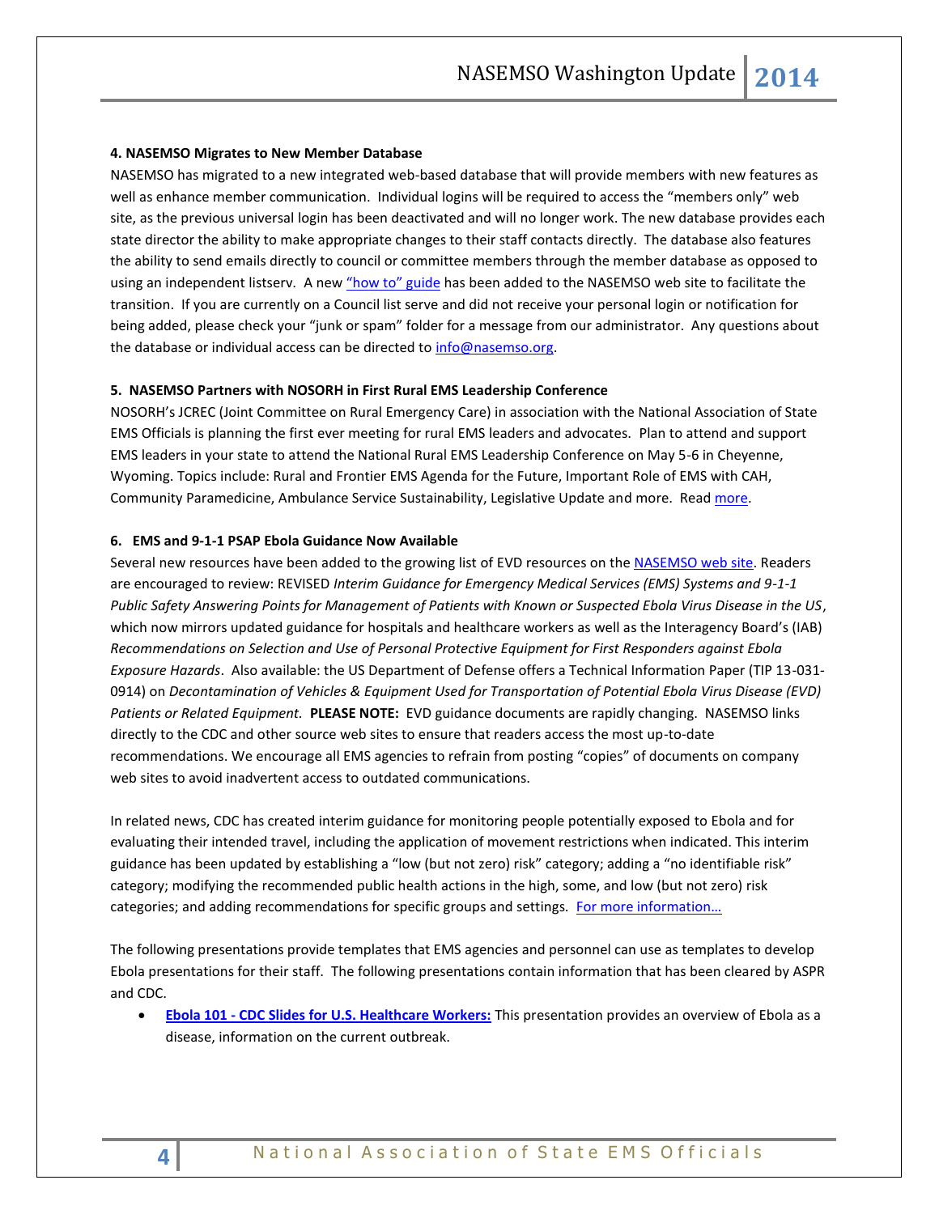**4. NASEMSO Migrates to New Member Database**

NASEMSO has migrated to a new integrated web-based database that will provide members with new features as well as enhance member communication. Individual logins will be required to access the "members only" web site, as the previous universal login has been deactivated and will no longer work. The new database provides each state director the ability to make appropriate changes to their staff contacts directly. The database also features the ability to send emails directly to council or committee members through the member database as opposed to using an independent listserv. A new "how to" guide has been added to the NASEMSO web site to facilitate the transition. If you are currently on a Council list serve and did not receive your personal login or notification for being added, please check your "junk or spam" folder for a message from our administrator. Any questions about the database or individual access can be directed to info@nasemso.org.

**5. NASEMSO Partners with NOSORH in First Rural EMS Leadership Conference**

NOSORH's JCREC (Joint Committee on Rural Emergency Care) in association with the National Association of State EMS Officials is planning the first ever meeting for rural EMS leaders and advocates. Plan to attend and support EMS leaders in your state to attend the National Rural EMS Leadership Conference on May 5-6 in Cheyenne, Wyoming. Topics include: Rural and Frontier EMS Agenda for the Future, Important Role of EMS with CAH, Community Paramedicine, Ambulance Service Sustainability, Legislative Update and more. Read more.

**6. EMS and 9-1-1 PSAP Ebola Guidance Now Available**

Several new resources have been added to the growing list of EVD resources on the NASEMSO web site. Readers are encouraged to review: REVISED *Interim Guidance for Emergency Medical Services (EMS) Systems and 9-1-1 Public Safety Answering Points for Management of Patients with Known or Suspected Ebola Virus Disease in the US*, which now mirrors updated guidance for hospitals and healthcare workers as well as the Interagency Board's (IAB) *Recommendations on Selection and Use of Personal Protective Equipment for First Responders against Ebola Exposure Hazards*. Also available: the US Department of Defense offers a Technical Information Paper (TIP 13-031-0914) on *Decontamination of Vehicles & Equipment Used for Transportation of Potential Ebola Virus Disease (EVD) Patients or Related Equipment.* **PLEASE NOTE:** EVD guidance documents are rapidly changing. NASEMSO links directly to the CDC and other source web sites to ensure that readers access the most up-to-date recommendations. We encourage all EMS agencies to refrain from posting "copies" of documents on company web sites to avoid inadvertent access to outdated communications.

In related news, CDC has created interim guidance for monitoring people potentially exposed to Ebola and for evaluating their intended travel, including the application of movement restrictions when indicated. This interim guidance has been updated by establishing a "low (but not zero) risk" category; adding a "no identifiable risk" category; modifying the recommended public health actions in the high, some, and low (but not zero) risk categories; and adding recommendations for specific groups and settings. For more information…

The following presentations provide templates that EMS agencies and personnel can use as templates to develop Ebola presentations for their staff. The following presentations contain information that has been cleared by ASPR and CDC.

- **Ebola 101 - CDC Slides for U.S. Healthcare Workers:** This presentation provides an overview of Ebola as a disease, information on the current outbreak.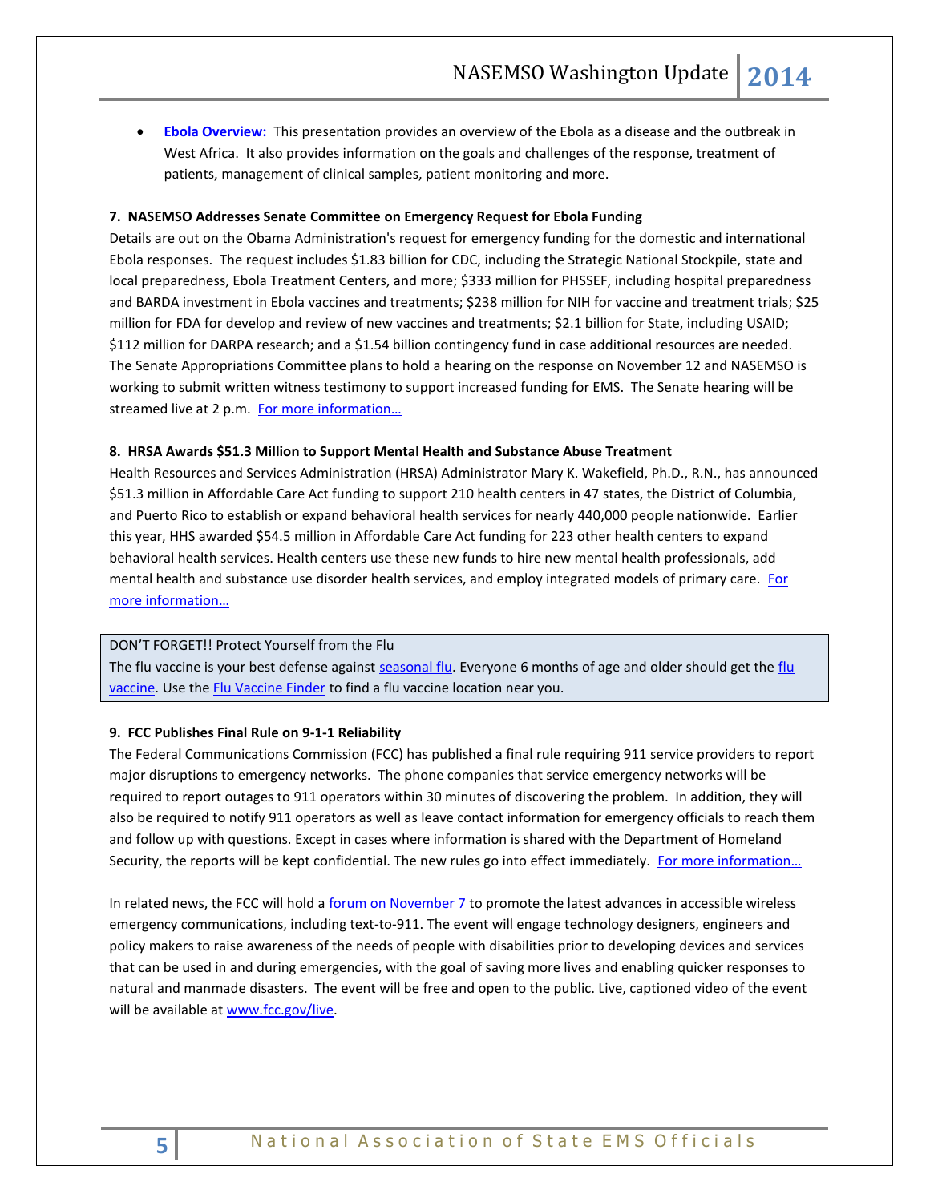- **Ebola Overview:** This presentation provides an overview of the Ebola as a disease and the outbreak in West Africa. It also provides information on the goals and challenges of the response, treatment of patients, management of clinical samples, patient monitoring and more.

**7. NASEMSO Addresses Senate Committee on Emergency Request for Ebola Funding**

Details are out on the Obama Administration's request for emergency funding for the domestic and international Ebola responses. The request includes $1.83 billion for CDC, including the Strategic National Stockpile, state and local preparedness, Ebola Treatment Centers, and more; $333 million for PHSSEF, including hospital preparedness and BARDA investment in Ebola vaccines and treatments; $238 million for NIH for vaccine and treatment trials; $25 million for FDA for develop and review of new vaccines and treatments; $2.1 billion for State, including USAID; $112 million for DARPA research; and a $1.54 billion contingency fund in case additional resources are needed. The Senate Appropriations Committee plans to hold a hearing on the response on November 12 and NASEMSO is working to submit written witness testimony to support increased funding for EMS. The Senate hearing will be streamed live at 2 p.m. For more information…

**8. HRSA Awards $51.3 Million to Support Mental Health and Substance Abuse Treatment**

Health Resources and Services Administration (HRSA) Administrator Mary K. Wakefield, Ph.D., R.N., has announced $51.3 million in Affordable Care Act funding to support 210 health centers in 47 states, the District of Columbia, and Puerto Rico to establish or expand behavioral health services for nearly 440,000 people nationwide. Earlier this year, HHS awarded $54.5 million in Affordable Care Act funding for 223 other health centers to expand behavioral health services. Health centers use these new funds to hire new mental health professionals, add mental health and substance use disorder health services, and employ integrated models of primary care. For more information…

DON'T FORGET!! Protect Yourself from the Flu
The flu vaccine is your best defense against seasonal flu. Everyone 6 months of age and older should get the flu vaccine. Use the Flu Vaccine Finder to find a flu vaccine location near you.

**9. FCC Publishes Final Rule on 9-1-1 Reliability**

The Federal Communications Commission (FCC) has published a final rule requiring 911 service providers to report major disruptions to emergency networks. The phone companies that service emergency networks will be required to report outages to 911 operators within 30 minutes of discovering the problem. In addition, they will also be required to notify 911 operators as well as leave contact information for emergency officials to reach them and follow up with questions. Except in cases where information is shared with the Department of Homeland Security, the reports will be kept confidential. The new rules go into effect immediately. For more information…

In related news, the FCC will hold a forum on November 7 to promote the latest advances in accessible wireless emergency communications, including text-to-911. The event will engage technology designers, engineers and policy makers to raise awareness of the needs of people with disabilities prior to developing devices and services that can be used in and during emergencies, with the goal of saving more lives and enabling quicker responses to natural and manmade disasters. The event will be free and open to the public. Live, captioned video of the event will be available at www.fcc.gov/live.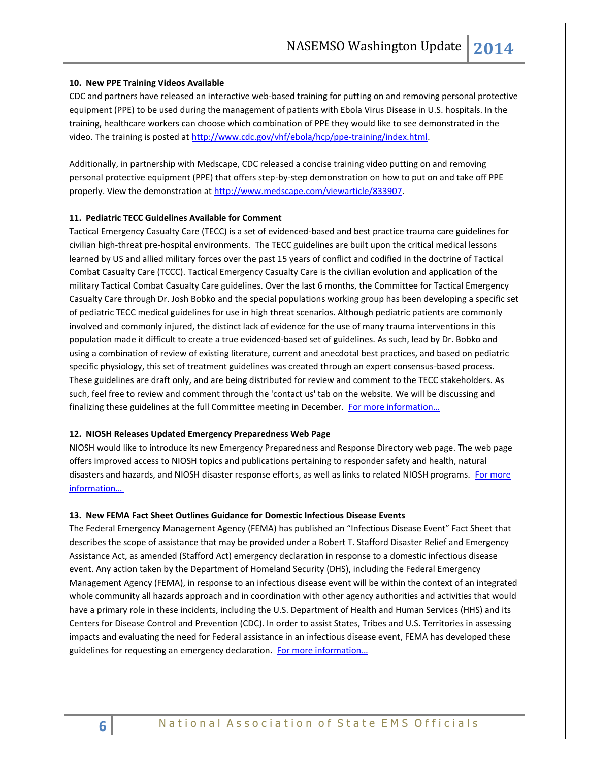### 10. New PPE Training Videos Available

CDC and partners have released an interactive web-based training for putting on and removing personal protective equipment (PPE) to be used during the management of patients with Ebola Virus Disease in U.S. hospitals. In the training, healthcare workers can choose which combination of PPE they would like to see demonstrated in the video. The training is posted at [http://www.cdc.gov/vhf/ebola/hcp/ppe-training/index.html](http://www.cdc.gov/vhf/ebola/hcp/ppe-training/index.html).

Additionally, in partnership with Medscape, CDC released a concise training video putting on and removing personal protective equipment (PPE) that offers step-by-step demonstration on how to put on and take off PPE properly. View the demonstration at [http://www.medscape.com/viewarticle/833907](http://www.medscape.com/viewarticle/833907).

### 11. Pediatric TECC Guidelines Available for Comment

Tactical Emergency Casualty Care (TECC) is a set of evidenced-based and best practice trauma care guidelines for civilian high-threat pre-hospital environments. The TECC guidelines are built upon the critical medical lessons learned by US and allied military forces over the past 15 years of conflict and codified in the doctrine of Tactical Combat Casualty Care (TCCC). Tactical Emergency Casualty Care is the civilian evolution and application of the military Tactical Combat Casualty Care guidelines. Over the last 6 months, the Committee for Tactical Emergency Casualty Care through Dr. Josh Bobko and the special populations working group has been developing a specific set of pediatric TECC medical guidelines for use in high threat scenarios. Although pediatric patients are commonly involved and commonly injured, the distinct lack of evidence for the use of many trauma interventions in this population made it difficult to create a true evidenced-based set of guidelines. As such, lead by Dr. Bobko and using a combination of review of existing literature, current and anecdotal best practices, and based on pediatric specific physiology, this set of treatment guidelines was created through an expert consensus-based process. These guidelines are draft only, and are being distributed for review and comment to the TECC stakeholders. As such, feel free to review and comment through the 'contact us' tab on the website. We will be discussing and finalizing these guidelines at the full Committee meeting in December. For more information…

### 12. NIOSH Releases Updated Emergency Preparedness Web Page

NIOSH would like to introduce its new Emergency Preparedness and Response Directory web page. The web page offers improved access to NIOSH topics and publications pertaining to responder safety and health, natural disasters and hazards, and NIOSH disaster response efforts, as well as links to related NIOSH programs. For more information…

### 13. New FEMA Fact Sheet Outlines Guidance for Domestic Infectious Disease Events

The Federal Emergency Management Agency (FEMA) has published an "Infectious Disease Event" Fact Sheet that describes the scope of assistance that may be provided under a Robert T. Stafford Disaster Relief and Emergency Assistance Act, as amended (Stafford Act) emergency declaration in response to a domestic infectious disease event. Any action taken by the Department of Homeland Security (DHS), including the Federal Emergency Management Agency (FEMA), in response to an infectious disease event will be within the context of an integrated whole community all hazards approach and in coordination with other agency authorities and activities that would have a primary role in these incidents, including the U.S. Department of Health and Human Services (HHS) and its Centers for Disease Control and Prevention (CDC). In order to assist States, Tribes and U.S. Territories in assessing impacts and evaluating the need for Federal assistance in an infectious disease event, FEMA has developed these guidelines for requesting an emergency declaration. For more information…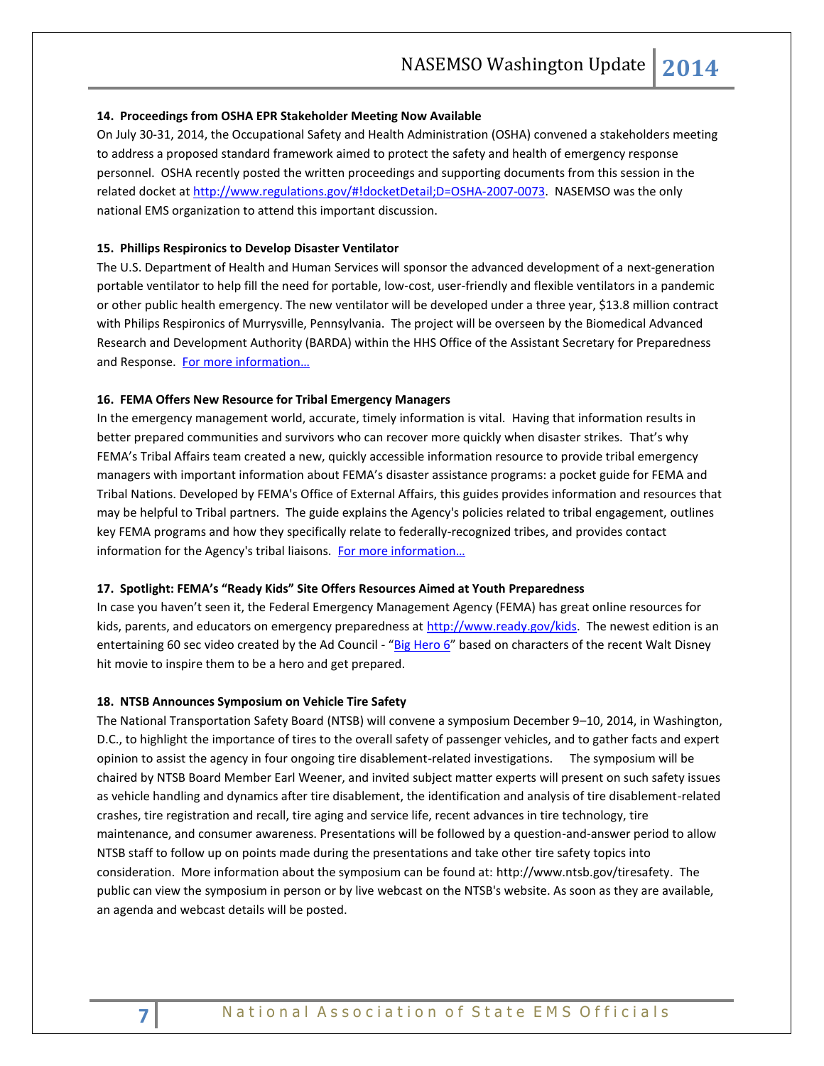**14. Proceedings from OSHA EPR Stakeholder Meeting Now Available**

On July 30-31, 2014, the Occupational Safety and Health Administration (OSHA) convened a stakeholders meeting to address a proposed standard framework aimed to protect the safety and health of emergency response personnel. OSHA recently posted the written proceedings and supporting documents from this session in the related docket at http://www.regulations.gov/#!docketDetail;D=OSHA-2007-0073. NASEMSO was the only national EMS organization to attend this important discussion.

**15. Phillips Respironics to Develop Disaster Ventilator**

The U.S. Department of Health and Human Services will sponsor the advanced development of a next-generation portable ventilator to help fill the need for portable, low-cost, user-friendly and flexible ventilators in a pandemic or other public health emergency. The new ventilator will be developed under a three year, $13.8 million contract with Philips Respironics of Murrysville, Pennsylvania. The project will be overseen by the Biomedical Advanced Research and Development Authority (BARDA) within the HHS Office of the Assistant Secretary for Preparedness and Response. For more information…

**16. FEMA Offers New Resource for Tribal Emergency Managers**

In the emergency management world, accurate, timely information is vital. Having that information results in better prepared communities and survivors who can recover more quickly when disaster strikes. That's why FEMA's Tribal Affairs team created a new, quickly accessible information resource to provide tribal emergency managers with important information about FEMA's disaster assistance programs: a pocket guide for FEMA and Tribal Nations. Developed by FEMA's Office of External Affairs, this guides provides information and resources that may be helpful to Tribal partners. The guide explains the Agency's policies related to tribal engagement, outlines key FEMA programs and how they specifically relate to federally-recognized tribes, and provides contact information for the Agency's tribal liaisons. For more information…

**17. Spotlight: FEMA's "Ready Kids" Site Offers Resources Aimed at Youth Preparedness**

In case you haven't seen it, the Federal Emergency Management Agency (FEMA) has great online resources for kids, parents, and educators on emergency preparedness at http://www.ready.gov/kids. The newest edition is an entertaining 60 sec video created by the Ad Council - "Big Hero 6" based on characters of the recent Walt Disney hit movie to inspire them to be a hero and get prepared.

**18. NTSB Announces Symposium on Vehicle Tire Safety**

The National Transportation Safety Board (NTSB) will convene a symposium December 9–10, 2014, in Washington, D.C., to highlight the importance of tires to the overall safety of passenger vehicles, and to gather facts and expert opinion to assist the agency in four ongoing tire disablement-related investigations. The symposium will be chaired by NTSB Board Member Earl Weener, and invited subject matter experts will present on such safety issues as vehicle handling and dynamics after tire disablement, the identification and analysis of tire disablement-related crashes, tire registration and recall, tire aging and service life, recent advances in tire technology, tire maintenance, and consumer awareness. Presentations will be followed by a question-and-answer period to allow NTSB staff to follow up on points made during the presentations and take other tire safety topics into consideration. More information about the symposium can be found at: http://www.ntsb.gov/tiresafety. The public can view the symposium in person or by live webcast on the NTSB's website. As soon as they are available, an agenda and webcast details will be posted.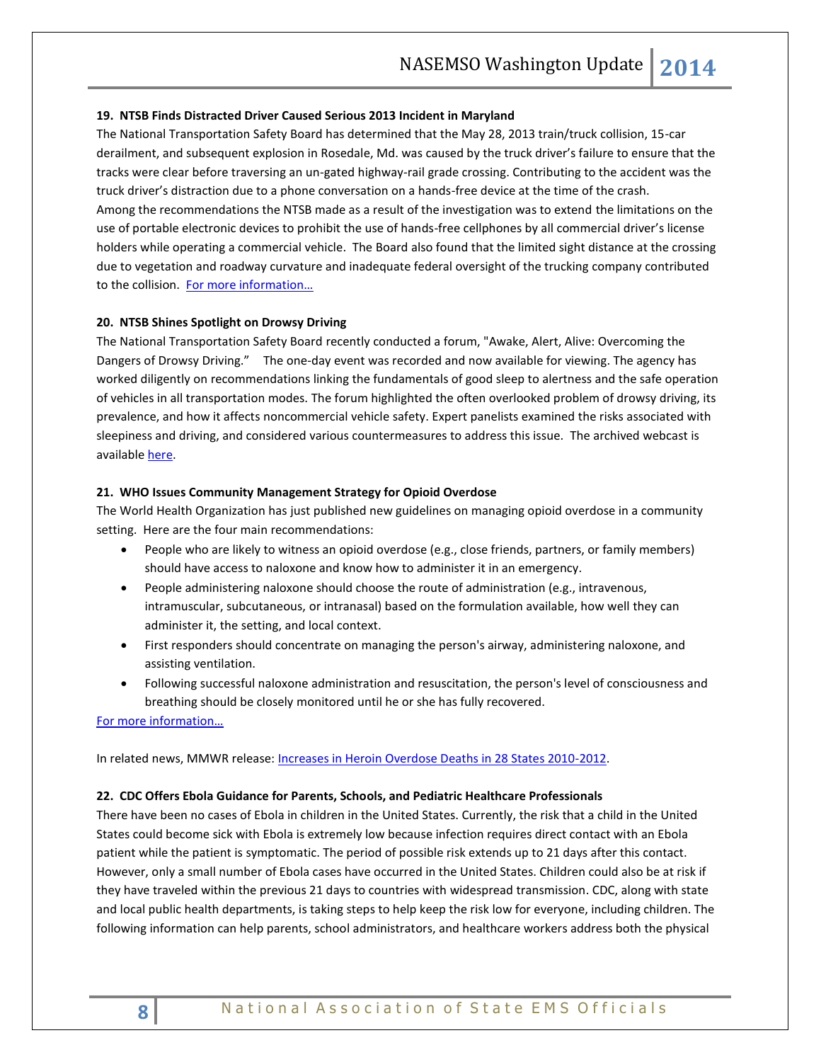### 19. NTSB Finds Distracted Driver Caused Serious 2013 Incident in Maryland

The National Transportation Safety Board has determined that the May 28, 2013 train/truck collision, 15-car derailment, and subsequent explosion in Rosedale, Md. was caused by the truck driver's failure to ensure that the tracks were clear before traversing an un-gated highway-rail grade crossing. Contributing to the accident was the truck driver's distraction due to a phone conversation on a hands-free device at the time of the crash. Among the recommendations the NTSB made as a result of the investigation was to extend the limitations on the use of portable electronic devices to prohibit the use of hands-free cellphones by all commercial driver's license holders while operating a commercial vehicle. The Board also found that the limited sight distance at the crossing due to vegetation and roadway curvature and inadequate federal oversight of the trucking company contributed to the collision. For more information…

### 20. NTSB Shines Spotlight on Drowsy Driving

The National Transportation Safety Board recently conducted a forum, "Awake, Alert, Alive: Overcoming the Dangers of Drowsy Driving." The one-day event was recorded and now available for viewing. The agency has worked diligently on recommendations linking the fundamentals of good sleep to alertness and the safe operation of vehicles in all transportation modes. The forum highlighted the often overlooked problem of drowsy driving, its prevalence, and how it affects noncommercial vehicle safety. Expert panelists examined the risks associated with sleepiness and driving, and considered various countermeasures to address this issue. The archived webcast is available here.

### 21. WHO Issues Community Management Strategy for Opioid Overdose

The World Health Organization has just published new guidelines on managing opioid overdose in a community setting. Here are the four main recommendations:

- People who are likely to witness an opioid overdose (e.g., close friends, partners, or family members) should have access to naloxone and know how to administer it in an emergency.
- People administering naloxone should choose the route of administration (e.g., intravenous, intramuscular, subcutaneous, or intranasal) based on the formulation available, how well they can administer it, the setting, and local context.
- First responders should concentrate on managing the person's airway, administering naloxone, and assisting ventilation.
- Following successful naloxone administration and resuscitation, the person's level of consciousness and breathing should be closely monitored until he or she has fully recovered.

For more information…

In related news, MMWR release: Increases in Heroin Overdose Deaths in 28 States 2010-2012.

### 22. CDC Offers Ebola Guidance for Parents, Schools, and Pediatric Healthcare Professionals

There have been no cases of Ebola in children in the United States. Currently, the risk that a child in the United States could become sick with Ebola is extremely low because infection requires direct contact with an Ebola patient while the patient is symptomatic. The period of possible risk extends up to 21 days after this contact. However, only a small number of Ebola cases have occurred in the United States. Children could also be at risk if they have traveled within the previous 21 days to countries with widespread transmission. CDC, along with state and local public health departments, is taking steps to help keep the risk low for everyone, including children. The following information can help parents, school administrators, and healthcare workers address both the physical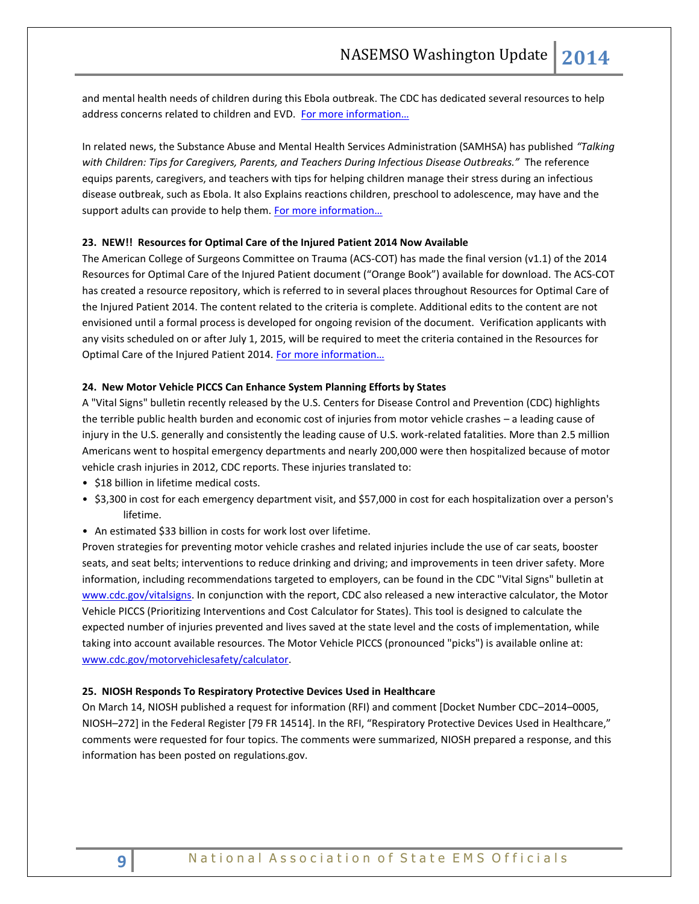and mental health needs of children during this Ebola outbreak. The CDC has dedicated several resources to help address concerns related to children and EVD. For more information…

In related news, the Substance Abuse and Mental Health Services Administration (SAMHSA) has published *"Talking with Children: Tips for Caregivers, Parents, and Teachers During Infectious Disease Outbreaks."* The reference equips parents, caregivers, and teachers with tips for helping children manage their stress during an infectious disease outbreak, such as Ebola. It also Explains reactions children, preschool to adolescence, may have and the support adults can provide to help them. For more information…

**23. NEW!! Resources for Optimal Care of the Injured Patient 2014 Now Available**

The American College of Surgeons Committee on Trauma (ACS-COT) has made the final version (v1.1) of the 2014 Resources for Optimal Care of the Injured Patient document ("Orange Book") available for download. The ACS-COT has created a resource repository, which is referred to in several places throughout Resources for Optimal Care of the Injured Patient 2014. The content related to the criteria is complete. Additional edits to the content are not envisioned until a formal process is developed for ongoing revision of the document. Verification applicants with any visits scheduled on or after July 1, 2015, will be required to meet the criteria contained in the Resources for Optimal Care of the Injured Patient 2014. For more information…

**24. New Motor Vehicle PICCS Can Enhance System Planning Efforts by States**

A "Vital Signs" bulletin recently released by the U.S. Centers for Disease Control and Prevention (CDC) highlights the terrible public health burden and economic cost of injuries from motor vehicle crashes – a leading cause of injury in the U.S. generally and consistently the leading cause of U.S. work-related fatalities. More than 2.5 million Americans went to hospital emergency departments and nearly 200,000 were then hospitalized because of motor vehicle crash injuries in 2012, CDC reports. These injuries translated to:

- $18 billion in lifetime medical costs.
- $3,300 in cost for each emergency department visit, and $57,000 in cost for each hospitalization over a person's lifetime.
- An estimated $33 billion in costs for work lost over lifetime.

Proven strategies for preventing motor vehicle crashes and related injuries include the use of car seats, booster seats, and seat belts; interventions to reduce drinking and driving; and improvements in teen driver safety. More information, including recommendations targeted to employers, can be found in the CDC "Vital Signs" bulletin at www.cdc.gov/vitalsigns. In conjunction with the report, CDC also released a new interactive calculator, the Motor Vehicle PICCS (Prioritizing Interventions and Cost Calculator for States). This tool is designed to calculate the expected number of injuries prevented and lives saved at the state level and the costs of implementation, while taking into account available resources. The Motor Vehicle PICCS (pronounced "picks") is available online at: www.cdc.gov/motorvehiclesafety/calculator.

**25. NIOSH Responds To Respiratory Protective Devices Used in Healthcare**

On March 14, NIOSH published a request for information (RFI) and comment [Docket Number CDC–2014–0005, NIOSH–272] in the Federal Register [79 FR 14514]. In the RFI, "Respiratory Protective Devices Used in Healthcare," comments were requested for four topics. The comments were summarized, NIOSH prepared a response, and this information has been posted on regulations.gov.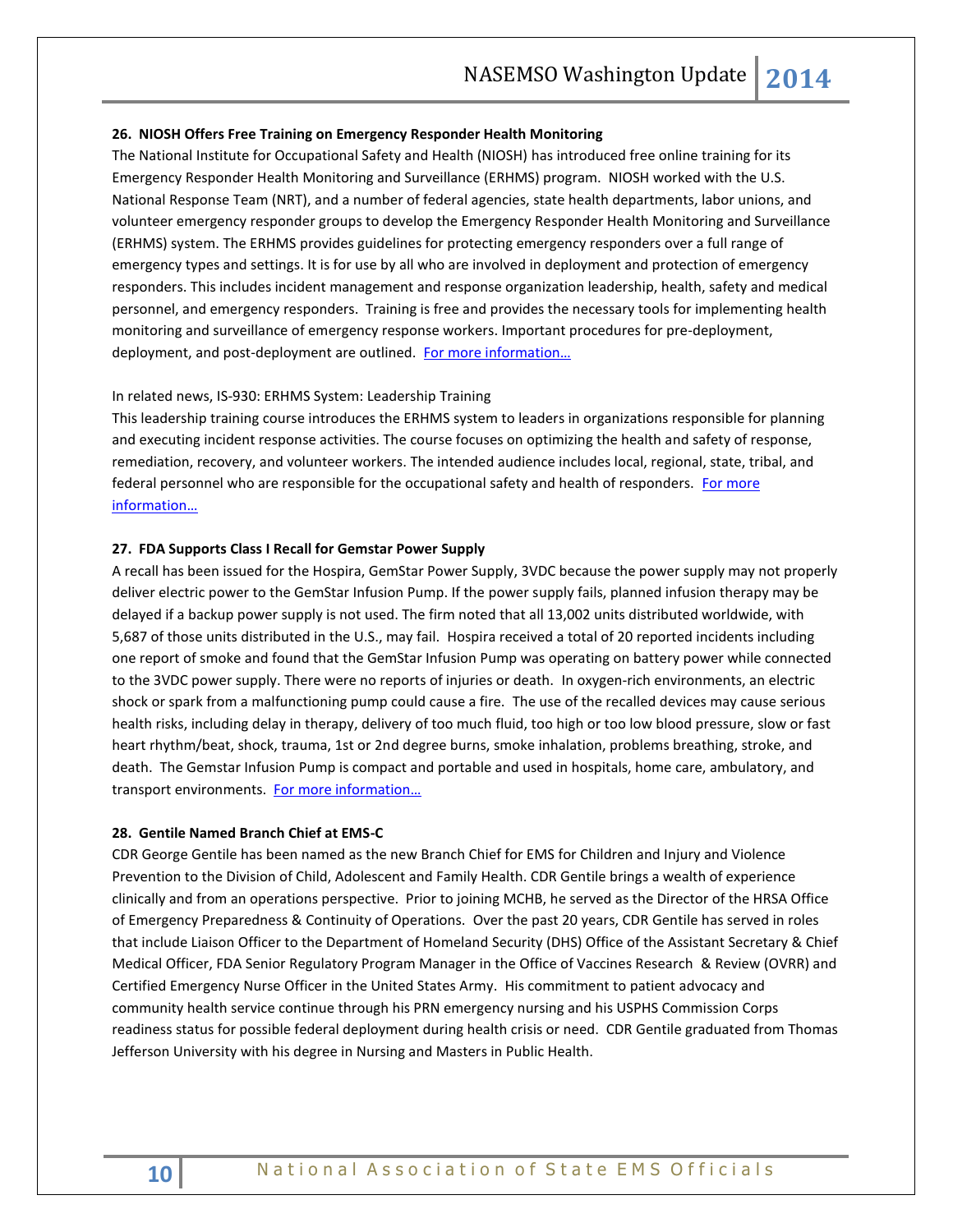### 26. NIOSH Offers Free Training on Emergency Responder Health Monitoring

The National Institute for Occupational Safety and Health (NIOSH) has introduced free online training for its Emergency Responder Health Monitoring and Surveillance (ERHMS) program. NIOSH worked with the U.S. National Response Team (NRT), and a number of federal agencies, state health departments, labor unions, and volunteer emergency responder groups to develop the Emergency Responder Health Monitoring and Surveillance (ERHMS) system. The ERHMS provides guidelines for protecting emergency responders over a full range of emergency types and settings. It is for use by all who are involved in deployment and protection of emergency responders. This includes incident management and response organization leadership, health, safety and medical personnel, and emergency responders. Training is free and provides the necessary tools for implementing health monitoring and surveillance of emergency response workers. Important procedures for pre-deployment, deployment, and post-deployment are outlined. For more information…

In related news, IS-930: ERHMS System: Leadership Training

This leadership training course introduces the ERHMS system to leaders in organizations responsible for planning and executing incident response activities. The course focuses on optimizing the health and safety of response, remediation, recovery, and volunteer workers. The intended audience includes local, regional, state, tribal, and federal personnel who are responsible for the occupational safety and health of responders. For more information…

### 27. FDA Supports Class I Recall for Gemstar Power Supply

A recall has been issued for the Hospira, GemStar Power Supply, 3VDC because the power supply may not properly deliver electric power to the GemStar Infusion Pump. If the power supply fails, planned infusion therapy may be delayed if a backup power supply is not used. The firm noted that all 13,002 units distributed worldwide, with 5,687 of those units distributed in the U.S., may fail. Hospira received a total of 20 reported incidents including one report of smoke and found that the GemStar Infusion Pump was operating on battery power while connected to the 3VDC power supply. There were no reports of injuries or death. In oxygen-rich environments, an electric shock or spark from a malfunctioning pump could cause a fire. The use of the recalled devices may cause serious health risks, including delay in therapy, delivery of too much fluid, too high or too low blood pressure, slow or fast heart rhythm/beat, shock, trauma, 1st or 2nd degree burns, smoke inhalation, problems breathing, stroke, and death. The Gemstar Infusion Pump is compact and portable and used in hospitals, home care, ambulatory, and transport environments. For more information…

### 28. Gentile Named Branch Chief at EMS-C

CDR George Gentile has been named as the new Branch Chief for EMS for Children and Injury and Violence Prevention to the Division of Child, Adolescent and Family Health. CDR Gentile brings a wealth of experience clinically and from an operations perspective. Prior to joining MCHB, he served as the Director of the HRSA Office of Emergency Preparedness & Continuity of Operations. Over the past 20 years, CDR Gentile has served in roles that include Liaison Officer to the Department of Homeland Security (DHS) Office of the Assistant Secretary & Chief Medical Officer, FDA Senior Regulatory Program Manager in the Office of Vaccines Research & Review (OVRR) and Certified Emergency Nurse Officer in the United States Army. His commitment to patient advocacy and community health service continue through his PRN emergency nursing and his USPHS Commission Corps readiness status for possible federal deployment during health crisis or need. CDR Gentile graduated from Thomas Jefferson University with his degree in Nursing and Masters in Public Health.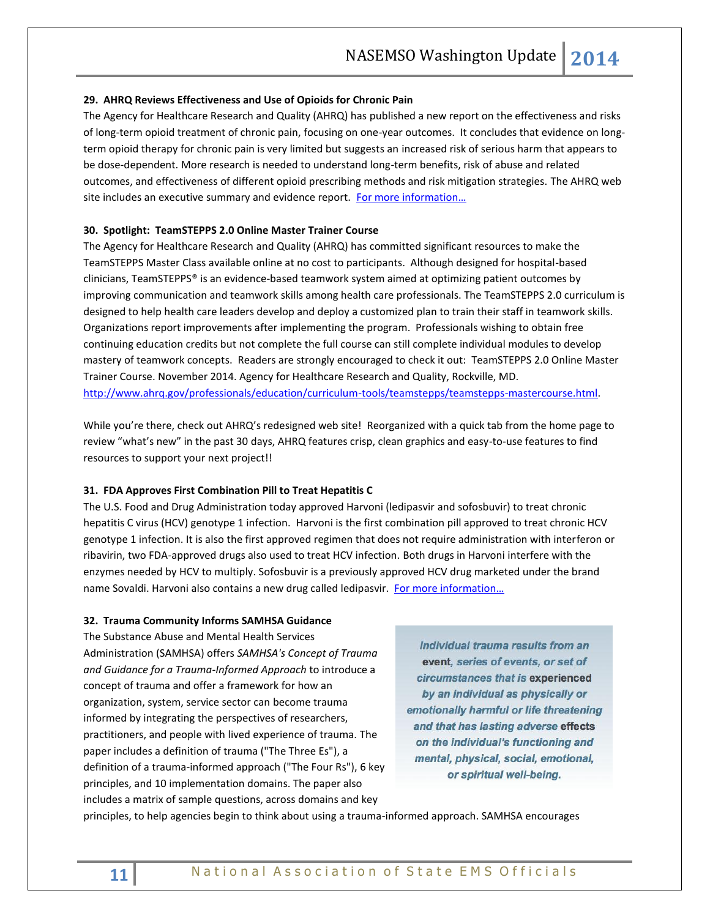**29. AHRQ Reviews Effectiveness and Use of Opioids for Chronic Pain**

The Agency for Healthcare Research and Quality (AHRQ) has published a new report on the effectiveness and risks of long-term opioid treatment of chronic pain, focusing on one-year outcomes. It concludes that evidence on long-term opioid therapy for chronic pain is very limited but suggests an increased risk of serious harm that appears to be dose-dependent. More research is needed to understand long-term benefits, risk of abuse and related outcomes, and effectiveness of different opioid prescribing methods and risk mitigation strategies. The AHRQ web site includes an executive summary and evidence report. [For more information…]

**30. Spotlight: TeamSTEPPS 2.0 Online Master Trainer Course**

The Agency for Healthcare Research and Quality (AHRQ) has committed significant resources to make the TeamSTEPPS Master Class available online at no cost to participants. Although designed for hospital-based clinicians, TeamSTEPPS® is an evidence-based teamwork system aimed at optimizing patient outcomes by improving communication and teamwork skills among health care professionals. The TeamSTEPPS 2.0 curriculum is designed to help health care leaders develop and deploy a customized plan to train their staff in teamwork skills. Organizations report improvements after implementing the program. Professionals wishing to obtain free continuing education credits but not complete the full course can still complete individual modules to develop mastery of teamwork concepts. Readers are strongly encouraged to check it out: TeamSTEPPS 2.0 Online Master Trainer Course. November 2014. Agency for Healthcare Research and Quality, Rockville, MD. http://www.ahrq.gov/professionals/education/curriculum-tools/teamstepps/teamstepps-mastercourse.html.

While you're there, check out AHRQ's redesigned web site! Reorganized with a quick tab from the home page to review "what's new" in the past 30 days, AHRQ features crisp, clean graphics and easy-to-use features to find resources to support your next project!!

**31. FDA Approves First Combination Pill to Treat Hepatitis C**

The U.S. Food and Drug Administration today approved Harvoni (ledipasvir and sofosbuvir) to treat chronic hepatitis C virus (HCV) genotype 1 infection. Harvoni is the first combination pill approved to treat chronic HCV genotype 1 infection. It is also the first approved regimen that does not require administration with interferon or ribavirin, two FDA-approved drugs also used to treat HCV infection. Both drugs in Harvoni interfere with the enzymes needed by HCV to multiply. Sofosbuvir is a previously approved HCV drug marketed under the brand name Sovaldi. Harvoni also contains a new drug called ledipasvir. [For more information…]

**32. Trauma Community Informs SAMHSA Guidance**

> *Individual trauma results from an* **event**, *series of events, or set of circumstances that is* **experienced** *by an individual as physically or emotionally harmful or life threatening and that has lasting adverse* **effects** *on the individual's functioning and mental, physical, social, emotional, or spiritual well-being.*

The Substance Abuse and Mental Health Services Administration (SAMHSA) offers *SAMHSA's Concept of Trauma and Guidance for a Trauma-Informed Approach* to introduce a concept of trauma and offer a framework for how an organization, system, service sector can become trauma informed by integrating the perspectives of researchers, practitioners, and people with lived experience of trauma. The paper includes a definition of trauma ("The Three Es"), a definition of a trauma-informed approach ("The Four Rs"), 6 key principles, and 10 implementation domains. The paper also includes a matrix of sample questions, across domains and key principles, to help agencies begin to think about using a trauma-informed approach. SAMHSA encourages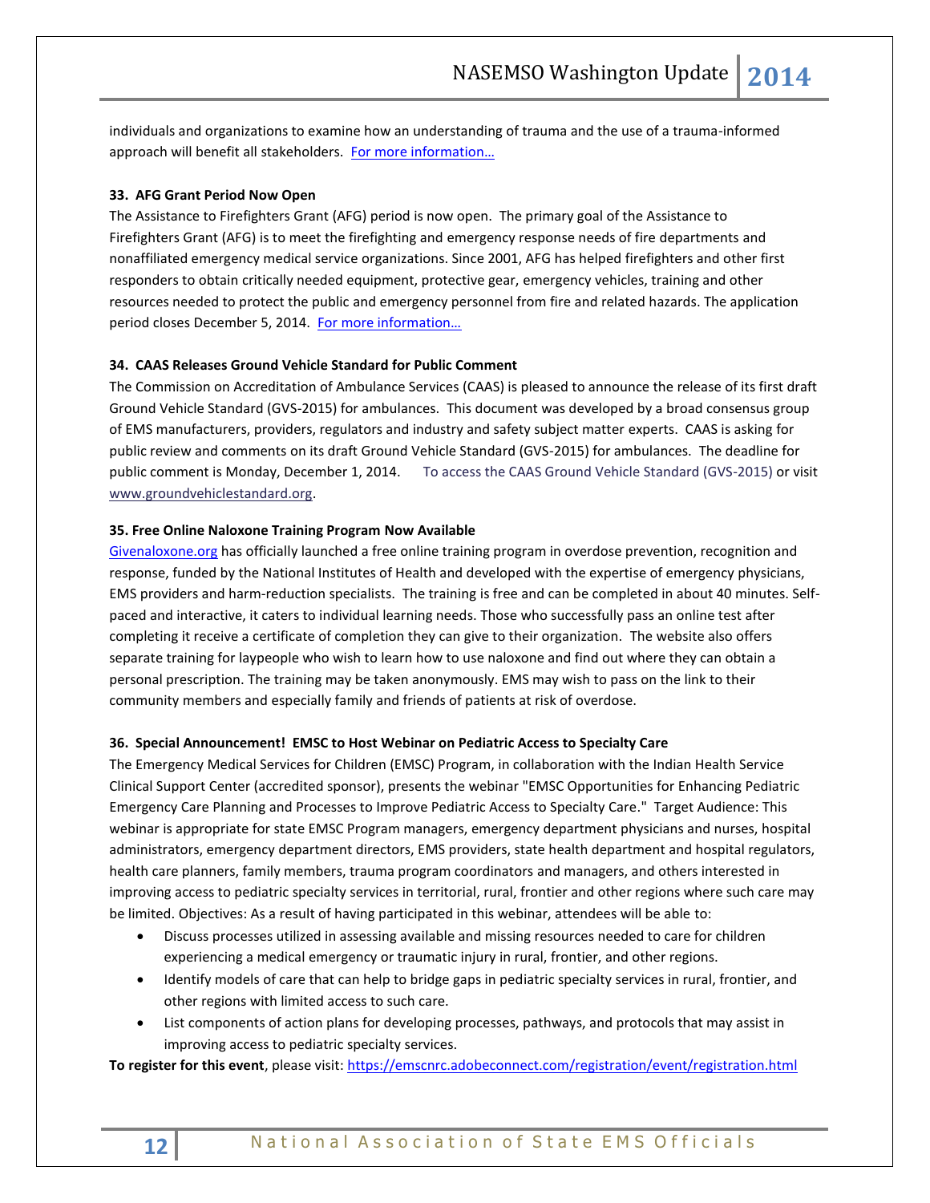individuals and organizations to examine how an understanding of trauma and the use of a trauma-informed approach will benefit all stakeholders. [For more information…]()

**33. AFG Grant Period Now Open**

The Assistance to Firefighters Grant (AFG) period is now open. The primary goal of the Assistance to Firefighters Grant (AFG) is to meet the firefighting and emergency response needs of fire departments and nonaffiliated emergency medical service organizations. Since 2001, AFG has helped firefighters and other first responders to obtain critically needed equipment, protective gear, emergency vehicles, training and other resources needed to protect the public and emergency personnel from fire and related hazards. The application period closes December 5, 2014. [For more information…]()

**34. CAAS Releases Ground Vehicle Standard for Public Comment**

The Commission on Accreditation of Ambulance Services (CAAS) is pleased to announce the release of its first draft Ground Vehicle Standard (GVS-2015) for ambulances. This document was developed by a broad consensus group of EMS manufacturers, providers, regulators and industry and safety subject matter experts. CAAS is asking for public review and comments on its draft Ground Vehicle Standard (GVS-2015) for ambulances. The deadline for public comment is Monday, December 1, 2014. To access the CAAS Ground Vehicle Standard (GVS-2015) or visit www.groundvehiclestandard.org.

**35. Free Online Naloxone Training Program Now Available**

Givenaloxone.org has officially launched a free online training program in overdose prevention, recognition and response, funded by the National Institutes of Health and developed with the expertise of emergency physicians, EMS providers and harm-reduction specialists. The training is free and can be completed in about 40 minutes. Self-paced and interactive, it caters to individual learning needs. Those who successfully pass an online test after completing it receive a certificate of completion they can give to their organization. The website also offers separate training for laypeople who wish to learn how to use naloxone and find out where they can obtain a personal prescription. The training may be taken anonymously. EMS may wish to pass on the link to their community members and especially family and friends of patients at risk of overdose.

**36. Special Announcement! EMSC to Host Webinar on Pediatric Access to Specialty Care**

The Emergency Medical Services for Children (EMSC) Program, in collaboration with the Indian Health Service Clinical Support Center (accredited sponsor), presents the webinar "EMSC Opportunities for Enhancing Pediatric Emergency Care Planning and Processes to Improve Pediatric Access to Specialty Care." Target Audience: This webinar is appropriate for state EMSC Program managers, emergency department physicians and nurses, hospital administrators, emergency department directors, EMS providers, state health department and hospital regulators, health care planners, family members, trauma program coordinators and managers, and others interested in improving access to pediatric specialty services in territorial, rural, frontier and other regions where such care may be limited. Objectives: As a result of having participated in this webinar, attendees will be able to:

- Discuss processes utilized in assessing available and missing resources needed to care for children experiencing a medical emergency or traumatic injury in rural, frontier, and other regions.
- Identify models of care that can help to bridge gaps in pediatric specialty services in rural, frontier, and other regions with limited access to such care.
- List components of action plans for developing processes, pathways, and protocols that may assist in improving access to pediatric specialty services.

**To register for this event**, please visit: https://emscnrc.adobeconnect.com/registration/event/registration.html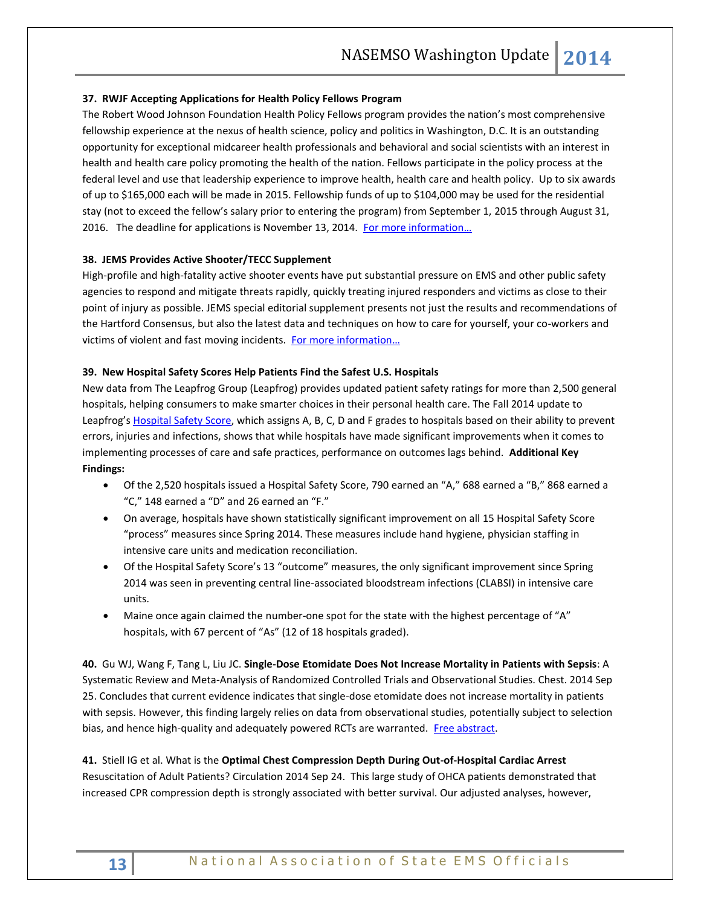### 37. RWJF Accepting Applications for Health Policy Fellows Program

The Robert Wood Johnson Foundation Health Policy Fellows program provides the nation's most comprehensive fellowship experience at the nexus of health science, policy and politics in Washington, D.C. It is an outstanding opportunity for exceptional midcareer health professionals and behavioral and social scientists with an interest in health and health care policy promoting the health of the nation. Fellows participate in the policy process at the federal level and use that leadership experience to improve health, health care and health policy. Up to six awards of up to $165,000 each will be made in 2015. Fellowship funds of up to $104,000 may be used for the residential stay (not to exceed the fellow's salary prior to entering the program) from September 1, 2015 through August 31, 2016. The deadline for applications is November 13, 2014. For more information…

### 38. JEMS Provides Active Shooter/TECC Supplement

High-profile and high-fatality active shooter events have put substantial pressure on EMS and other public safety agencies to respond and mitigate threats rapidly, quickly treating injured responders and victims as close to their point of injury as possible. JEMS special editorial supplement presents not just the results and recommendations of the Hartford Consensus, but also the latest data and techniques on how to care for yourself, your co-workers and victims of violent and fast moving incidents. For more information…

### 39. New Hospital Safety Scores Help Patients Find the Safest U.S. Hospitals

New data from The Leapfrog Group (Leapfrog) provides updated patient safety ratings for more than 2,500 general hospitals, helping consumers to make smarter choices in their personal health care. The Fall 2014 update to Leapfrog's Hospital Safety Score, which assigns A, B, C, D and F grades to hospitals based on their ability to prevent errors, injuries and infections, shows that while hospitals have made significant improvements when it comes to implementing processes of care and safe practices, performance on outcomes lags behind. **Additional Key Findings:**

- Of the 2,520 hospitals issued a Hospital Safety Score, 790 earned an "A," 688 earned a "B," 868 earned a "C," 148 earned a "D" and 26 earned an "F."
- On average, hospitals have shown statistically significant improvement on all 15 Hospital Safety Score "process" measures since Spring 2014. These measures include hand hygiene, physician staffing in intensive care units and medication reconciliation.
- Of the Hospital Safety Score's 13 "outcome" measures, the only significant improvement since Spring 2014 was seen in preventing central line-associated bloodstream infections (CLABSI) in intensive care units.
- Maine once again claimed the number-one spot for the state with the highest percentage of "A" hospitals, with 67 percent of "As" (12 of 18 hospitals graded).

**40.** Gu WJ, Wang F, Tang L, Liu JC. **Single-Dose Etomidate Does Not Increase Mortality in Patients with Sepsis**: A Systematic Review and Meta-Analysis of Randomized Controlled Trials and Observational Studies. Chest. 2014 Sep 25. Concludes that current evidence indicates that single-dose etomidate does not increase mortality in patients with sepsis. However, this finding largely relies on data from observational studies, potentially subject to selection bias, and hence high-quality and adequately powered RCTs are warranted. Free abstract.

**41.** Stiell IG et al. What is the **Optimal Chest Compression Depth During Out-of-Hospital Cardiac Arrest** Resuscitation of Adult Patients? Circulation 2014 Sep 24. This large study of OHCA patients demonstrated that increased CPR compression depth is strongly associated with better survival. Our adjusted analyses, however,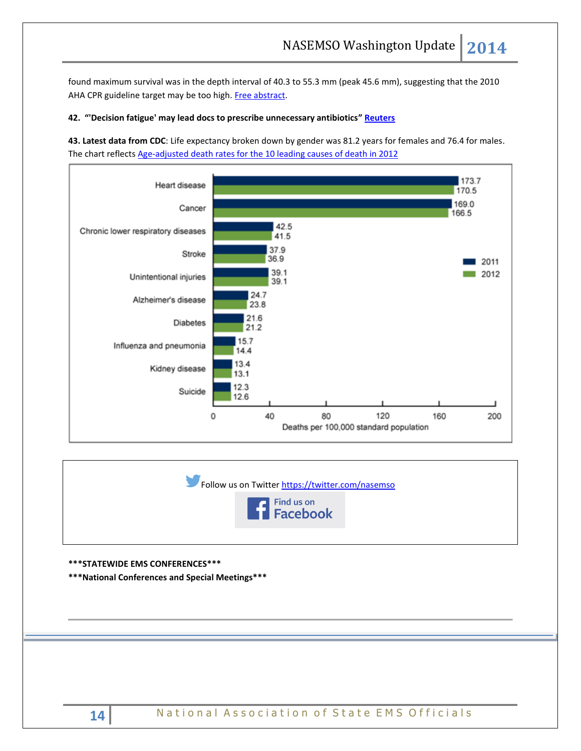found maximum survival was in the depth interval of 40.3 to 55.3 mm (peak 45.6 mm), suggesting that the 2010 AHA CPR guideline target may be too high. [Free abstract](#).

**42. "'Decision fatigue' may lead docs to prescribe unnecessary antibiotics" [Reuters](#)**

**43. Latest data from CDC**: Life expectancy broken down by gender was 81.2 years for females and 76.4 for males. The chart reflects [Age-adjusted death rates for the 10 leading causes of death in 2012](#)

| Cause of death | 2011 | 2012 |
| --- | --- | --- |
| Heart disease | 173.7 | 170.5 |
| Cancer | 169.0 | 166.5 |
| Chronic lower respiratory diseases | 42.5 | 41.5 |
| Stroke | 37.9 | 36.9 |
| Unintentional injuries | 39.1 | 39.1 |
| Alzheimer's disease | 24.7 | 23.8 |
| Diabetes | 21.6 | 21.2 |
| Influenza and pneumonia | 15.7 | 14.4 |
| Kidney disease | 13.4 | 13.1 |
| Suicide | 12.3 | 12.6 |

Deaths per 100,000 standard population

Follow us on Twitter [https://twitter.com/nasemso](https://twitter.com/nasemso)

Find us on Facebook

**\*\*\*STATEWIDE EMS CONFERENCES\*\*\***

**\*\*\*National Conferences and Special Meetings\*\*\***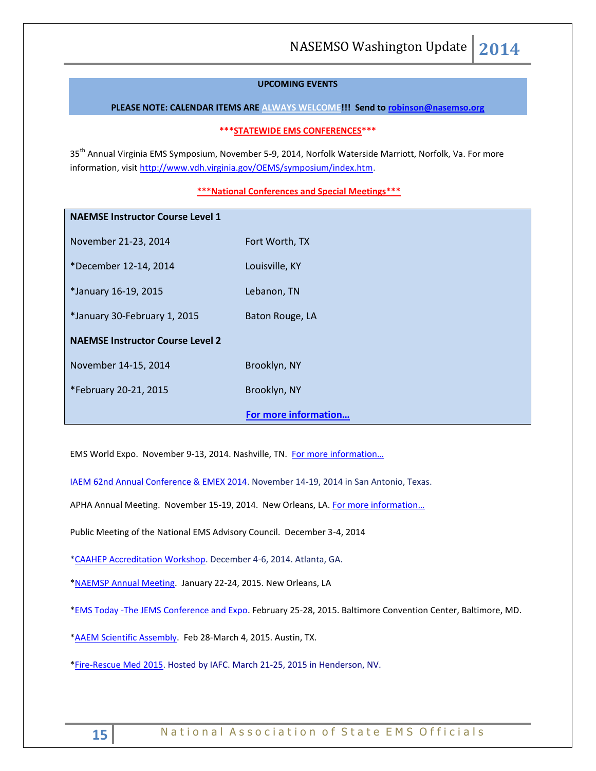**UPCOMING EVENTS**

**PLEASE NOTE: CALENDAR ITEMS ARE ALWAYS WELCOME!!! Send to robinson@nasemso.org**

**\*\*\*STATEWIDE EMS CONFERENCES\*\*\***

35th Annual Virginia EMS Symposium, November 5-9, 2014, Norfolk Waterside Marriott, Norfolk, Va. For more information, visit http://www.vdh.virginia.gov/OEMS/symposium/index.htm.

**\*\*\*National Conferences and Special Meetings\*\*\***

| **NAEMSE Instructor Course Level 1** | |
|---|---|
| November 21-23, 2014 | Fort Worth, TX |
| *December 12-14, 2014 | Louisville, KY |
| *January 16-19, 2015 | Lebanon, TN |
| *January 30-February 1, 2015 | Baton Rouge, LA |
| **NAEMSE Instructor Course Level 2** | |
| November 14-15, 2014 | Brooklyn, NY |
| *February 20-21, 2015 | Brooklyn, NY |
| | **For more information…** |

EMS World Expo. November 9-13, 2014. Nashville, TN. For more information…

IAEM 62nd Annual Conference & EMEX 2014. November 14-19, 2014 in San Antonio, Texas.

APHA Annual Meeting. November 15-19, 2014. New Orleans, LA. For more information…

Public Meeting of the National EMS Advisory Council. December 3-4, 2014

*CAAHEP Accreditation Workshop. December 4-6, 2014. Atlanta, GA.

*NAEMSP Annual Meeting. January 22-24, 2015. New Orleans, LA

*EMS Today -The JEMS Conference and Expo. February 25-28, 2015. Baltimore Convention Center, Baltimore, MD.

*AAEM Scientific Assembly. Feb 28-March 4, 2015. Austin, TX.

*Fire-Rescue Med 2015. Hosted by IAFC. March 21-25, 2015 in Henderson, NV.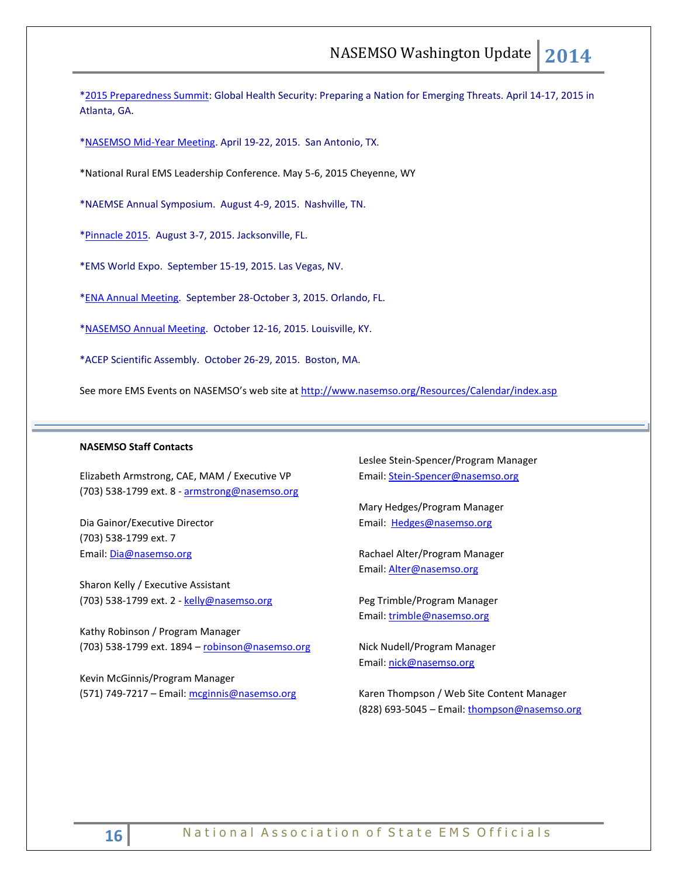*2015 Preparedness Summit: Global Health Security: Preparing a Nation for Emerging Threats. April 14-17, 2015 in Atlanta, GA.

*NASEMSO Mid-Year Meeting. April 19-22, 2015. San Antonio, TX.

*National Rural EMS Leadership Conference. May 5-6, 2015 Cheyenne, WY

*NAEMSE Annual Symposium. August 4-9, 2015. Nashville, TN.

*Pinnacle 2015. August 3-7, 2015. Jacksonville, FL.

*EMS World Expo. September 15-19, 2015. Las Vegas, NV.

*ENA Annual Meeting. September 28-October 3, 2015. Orlando, FL.

*NASEMSO Annual Meeting. October 12-16, 2015. Louisville, KY.

*ACEP Scientific Assembly. October 26-29, 2015. Boston, MA.

See more EMS Events on NASEMSO's web site at http://www.nasemso.org/Resources/Calendar/index.asp

---

**NASEMSO Staff Contacts**

Elizabeth Armstrong, CAE, MAM / Executive VP
(703) 538-1799 ext. 8 - armstrong@nasemso.org

Dia Gainor/Executive Director
(703) 538-1799 ext. 7
Email: Dia@nasemso.org

Sharon Kelly / Executive Assistant
(703) 538-1799 ext. 2 - kelly@nasemso.org

Kathy Robinson / Program Manager
(703) 538-1799 ext. 1894 – robinson@nasemso.org

Kevin McGinnis/Program Manager
(571) 749-7217 – Email: mcginnis@nasemso.org

Leslee Stein-Spencer/Program Manager
Email: Stein-Spencer@nasemso.org

Mary Hedges/Program Manager
Email: Hedges@nasemso.org

Rachael Alter/Program Manager
Email: Alter@nasemso.org

Peg Trimble/Program Manager
Email: trimble@nasemso.org

Nick Nudell/Program Manager
Email: nick@nasemso.org

Karen Thompson / Web Site Content Manager
(828) 693-5045 – Email: thompson@nasemso.org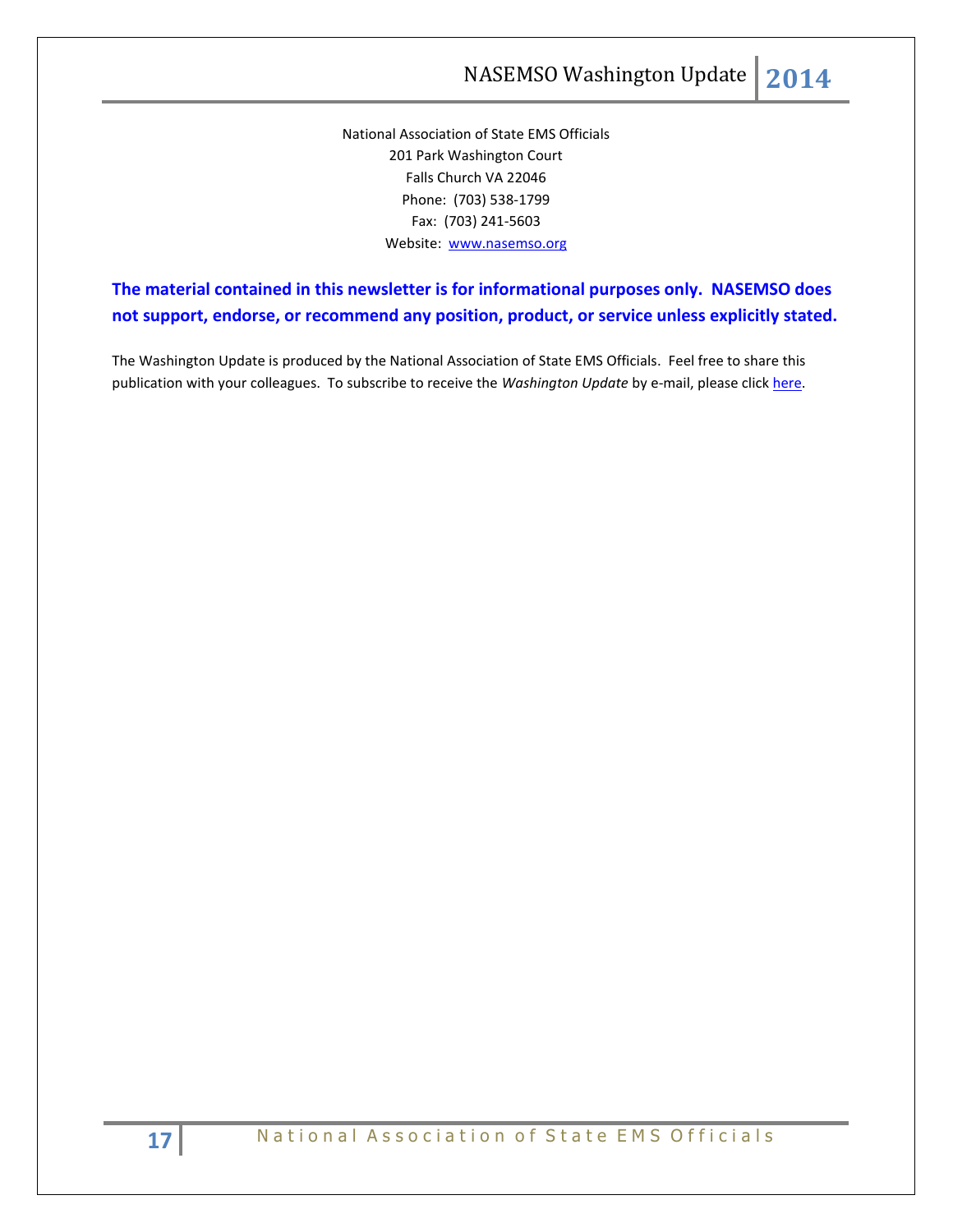National Association of State EMS Officials
201 Park Washington Court
Falls Church VA 22046
Phone: (703) 538-1799
Fax: (703) 241-5603
Website: [www.nasemso.org](http://www.nasemso.org)

**The material contained in this newsletter is for informational purposes only. NASEMSO does not support, endorse, or recommend any position, product, or service unless explicitly stated.**

The Washington Update is produced by the National Association of State EMS Officials. Feel free to share this publication with your colleagues. To subscribe to receive the *Washington Update* by e-mail, please click here.